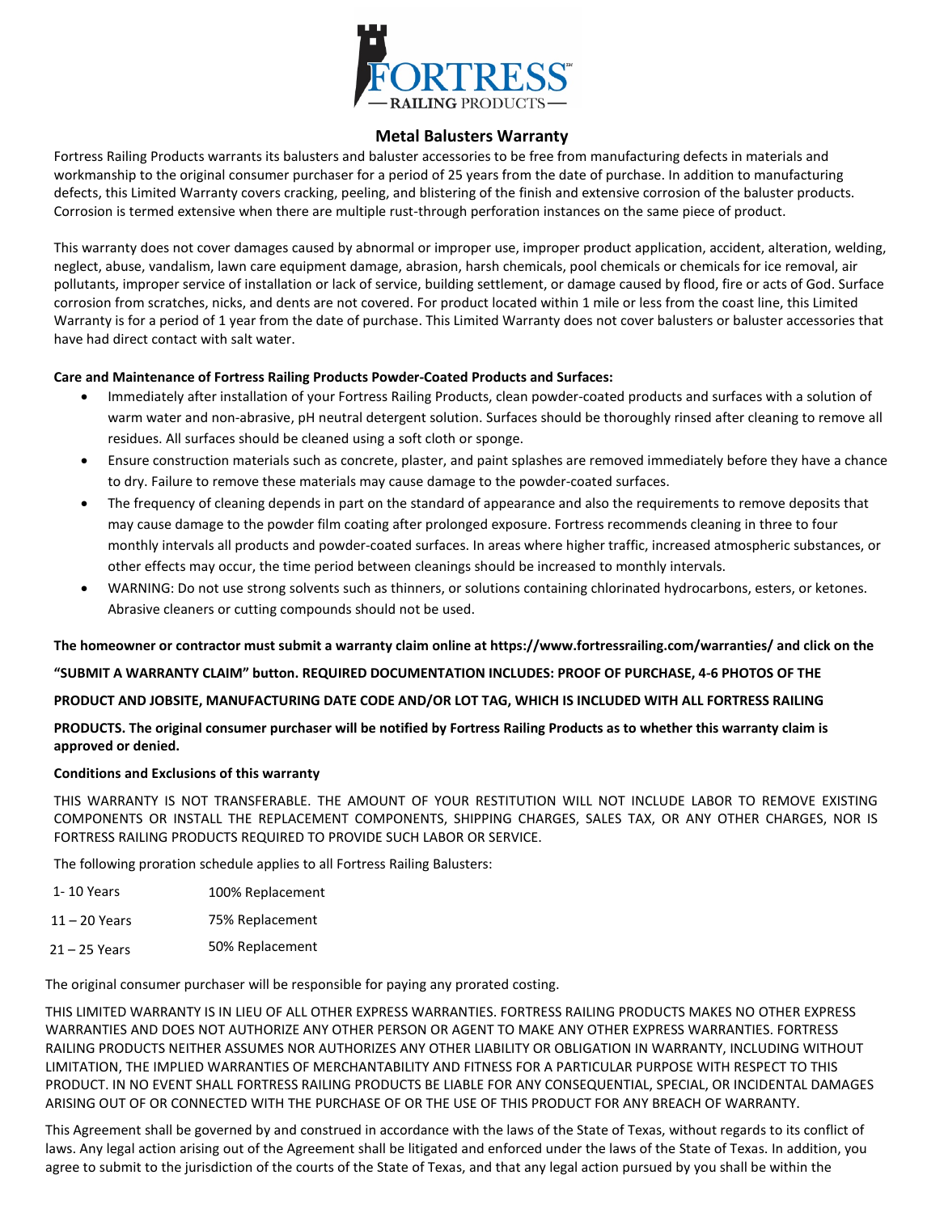# Metal Balusters Warranty

Fortress Railing Products warrants its balusters and baluster accessories to be free from manufacturing defects in materials and workmanship to the original consumer purchaser for a period of 25 years from the date of purchase. In addition to manufacturing defects, this Limited Warranty covers cracking, peeling, and blistering of the finish and extensive corrosion of the baluster products. Corrosion is termed extensive when there are multiple rust-through perforation instances on the same piece of product.

This warranty does not cover damages caused by abnormal or improper use, improper product application, accident, alteration, welding, neglect, abuse, vandalism, lawn care equipment damage, abrasion, harsh chemicals, pool chemicals or chemicals for ice removal, air pollutants, improper service of installation or lack of service, building settlement, or damage caused by flood, fire or acts of God. Surface corrosion from scratches, nicks, and dents are not covered. For product located within 1 mile or less from the coast line, this Limited Warranty is for a period of 1 year from the date of purchase. This Limited Warranty does not cover balusters or baluster accessories that have had direct contact with salt water.

**Care and Maintenance of Fortress Railing Products Powder-Coated Products and Surfaces:**

- Immediately after installation of your Fortress Railing Products, clean powder-coated products and surfaces with a solution of warm water and non-abrasive, pH neutral detergent solution. Surfaces should be thoroughly rinsed after cleaning to remove all residues. All surfaces should be cleaned using a soft cloth or sponge.
- Ensure construction materials such as concrete, plaster, and paint splashes are removed immediately before they have a chance to dry. Failure to remove these materials may cause damage to the powder-coated surfaces.
- The frequency of cleaning depends in part on the standard of appearance and also the requirements to remove deposits that may cause damage to the powder film coating after prolonged exposure. Fortress recommends cleaning in three to four monthly intervals all products and powder-coated surfaces. In areas where higher traffic, increased atmospheric substances, or other effects may occur, the time period between cleanings should be increased to monthly intervals.
- WARNING: Do not use strong solvents such as thinners, or solutions containing chlorinated hydrocarbons, esters, or ketones. Abrasive cleaners or cutting compounds should not be used.

**The homeowner or contractor must submit a warranty claim online at https://www.fortressrailing.com/warranties/ and click on the "SUBMIT A WARRANTY CLAIM" button. REQUIRED DOCUMENTATION INCLUDES: PROOF OF PURCHASE, 4-6 PHOTOS OF THE PRODUCT AND JOBSITE, MANUFACTURING DATE CODE AND/OR LOT TAG, WHICH IS INCLUDED WITH ALL FORTRESS RAILING PRODUCTS. The original consumer purchaser will be notified by Fortress Railing Products as to whether this warranty claim is approved or denied.**

**Conditions and Exclusions of this warranty**

THIS WARRANTY IS NOT TRANSFERABLE. THE AMOUNT OF YOUR RESTITUTION WILL NOT INCLUDE LABOR TO REMOVE EXISTING COMPONENTS OR INSTALL THE REPLACEMENT COMPONENTS, SHIPPING CHARGES, SALES TAX, OR ANY OTHER CHARGES, NOR IS FORTRESS RAILING PRODUCTS REQUIRED TO PROVIDE SUCH LABOR OR SERVICE.

The following proration schedule applies to all Fortress Railing Balusters:

| | |
|---|---|
| 1- 10 Years | 100% Replacement |
| 11 – 20 Years | 75% Replacement |
| 21 – 25 Years | 50% Replacement |

The original consumer purchaser will be responsible for paying any prorated costing.

THIS LIMITED WARRANTY IS IN LIEU OF ALL OTHER EXPRESS WARRANTIES. FORTRESS RAILING PRODUCTS MAKES NO OTHER EXPRESS WARRANTIES AND DOES NOT AUTHORIZE ANY OTHER PERSON OR AGENT TO MAKE ANY OTHER EXPRESS WARRANTIES. FORTRESS RAILING PRODUCTS NEITHER ASSUMES NOR AUTHORIZES ANY OTHER LIABILITY OR OBLIGATION IN WARRANTY, INCLUDING WITHOUT LIMITATION, THE IMPLIED WARRANTIES OF MERCHANTABILITY AND FITNESS FOR A PARTICULAR PURPOSE WITH RESPECT TO THIS PRODUCT. IN NO EVENT SHALL FORTRESS RAILING PRODUCTS BE LIABLE FOR ANY CONSEQUENTIAL, SPECIAL, OR INCIDENTAL DAMAGES ARISING OUT OF OR CONNECTED WITH THE PURCHASE OF OR THE USE OF THIS PRODUCT FOR ANY BREACH OF WARRANTY.

This Agreement shall be governed by and construed in accordance with the laws of the State of Texas, without regards to its conflict of laws. Any legal action arising out of the Agreement shall be litigated and enforced under the laws of the State of Texas. In addition, you agree to submit to the jurisdiction of the courts of the State of Texas, and that any legal action pursued by you shall be within the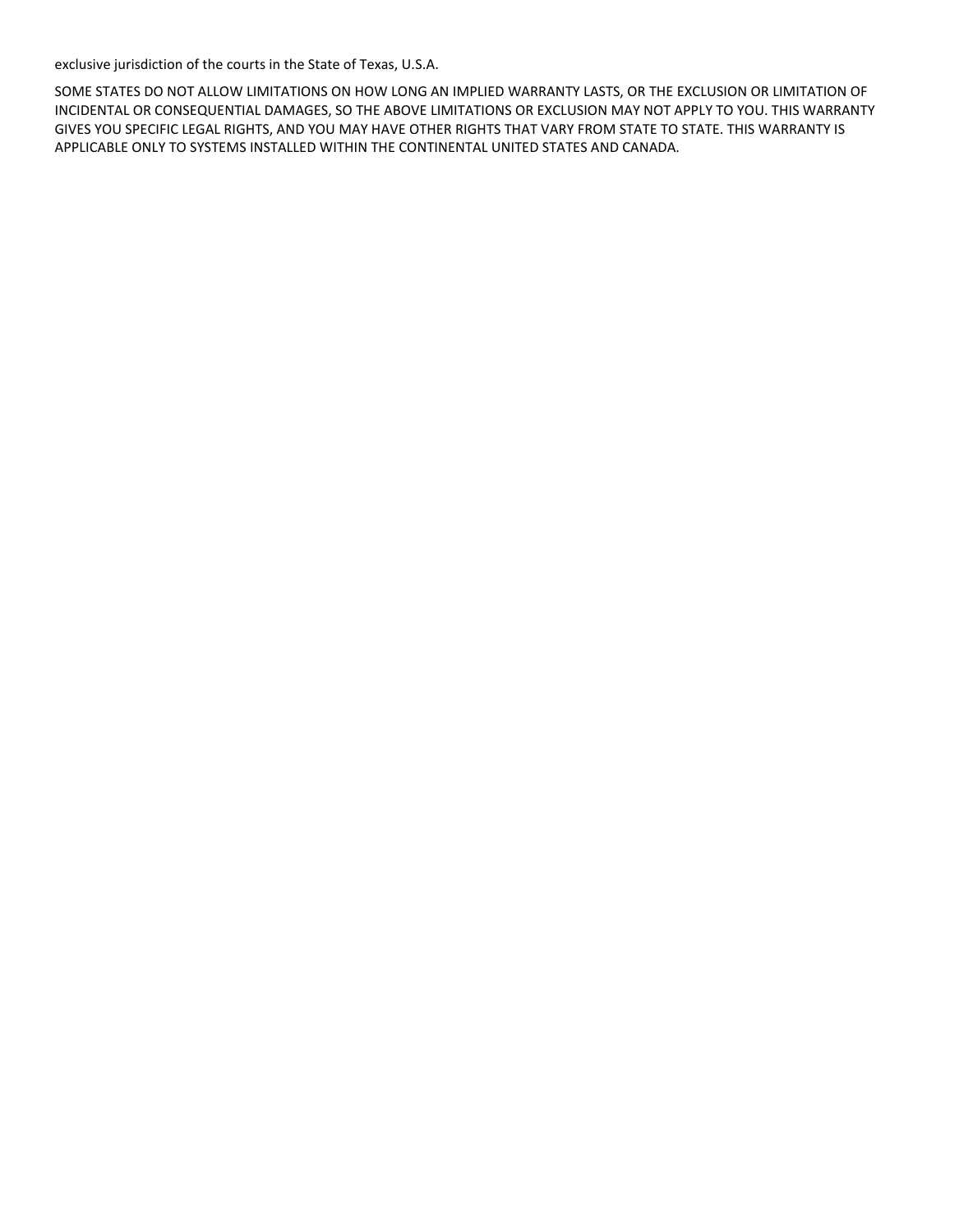exclusive jurisdiction of the courts in the State of Texas, U.S.A.

SOME STATES DO NOT ALLOW LIMITATIONS ON HOW LONG AN IMPLIED WARRANTY LASTS, OR THE EXCLUSION OR LIMITATION OF INCIDENTAL OR CONSEQUENTIAL DAMAGES, SO THE ABOVE LIMITATIONS OR EXCLUSION MAY NOT APPLY TO YOU. THIS WARRANTY GIVES YOU SPECIFIC LEGAL RIGHTS, AND YOU MAY HAVE OTHER RIGHTS THAT VARY FROM STATE TO STATE. THIS WARRANTY IS APPLICABLE ONLY TO SYSTEMS INSTALLED WITHIN THE CONTINENTAL UNITED STATES AND CANADA.